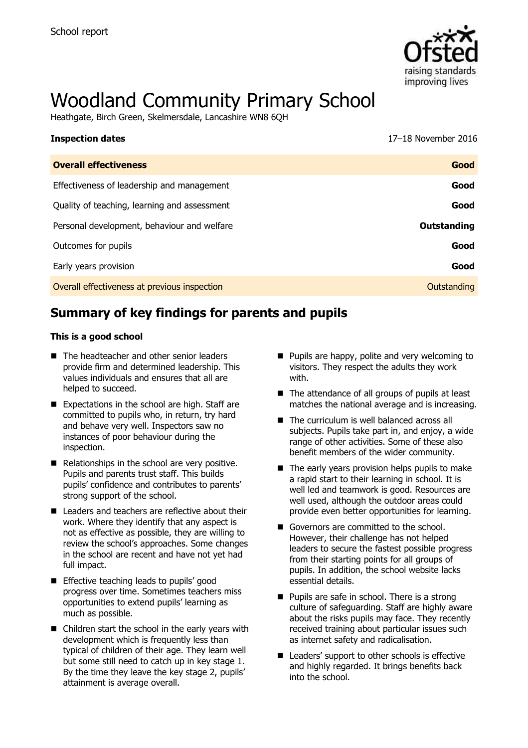School report

# Woodland Community Primary School

Heathgate, Birch Green, Skelmersdale, Lancashire WN8 6QH

**Inspection dates** 17–18 November 2016

| **Overall effectiveness** | **Good** |
| --- | --- |
| Effectiveness of leadership and management | **Good** |
| Quality of teaching, learning and assessment | **Good** |
| Personal development, behaviour and welfare | **Outstanding** |
| Outcomes for pupils | **Good** |
| Early years provision | **Good** |
| Overall effectiveness at previous inspection | Outstanding |

## Summary of key findings for parents and pupils

**This is a good school**

- The headteacher and other senior leaders provide firm and determined leadership. This values individuals and ensures that all are helped to succeed.
- Expectations in the school are high. Staff are committed to pupils who, in return, try hard and behave very well. Inspectors saw no instances of poor behaviour during the inspection.
- Relationships in the school are very positive. Pupils and parents trust staff. This builds pupils' confidence and contributes to parents' strong support of the school.
- Leaders and teachers are reflective about their work. Where they identify that any aspect is not as effective as possible, they are willing to review the school's approaches. Some changes in the school are recent and have not yet had full impact.
- Effective teaching leads to pupils' good progress over time. Sometimes teachers miss opportunities to extend pupils' learning as much as possible.
- Children start the school in the early years with development which is frequently less than typical of children of their age. They learn well but some still need to catch up in key stage 1. By the time they leave the key stage 2, pupils' attainment is average overall.
- Pupils are happy, polite and very welcoming to visitors. They respect the adults they work with.
- The attendance of all groups of pupils at least matches the national average and is increasing.
- The curriculum is well balanced across all subjects. Pupils take part in, and enjoy, a wide range of other activities. Some of these also benefit members of the wider community.
- The early years provision helps pupils to make a rapid start to their learning in school. It is well led and teamwork is good. Resources are well used, although the outdoor areas could provide even better opportunities for learning.
- Governors are committed to the school. However, their challenge has not helped leaders to secure the fastest possible progress from their starting points for all groups of pupils. In addition, the school website lacks essential details.
- Pupils are safe in school. There is a strong culture of safeguarding. Staff are highly aware about the risks pupils may face. They recently received training about particular issues such as internet safety and radicalisation.
- Leaders' support to other schools is effective and highly regarded. It brings benefits back into the school.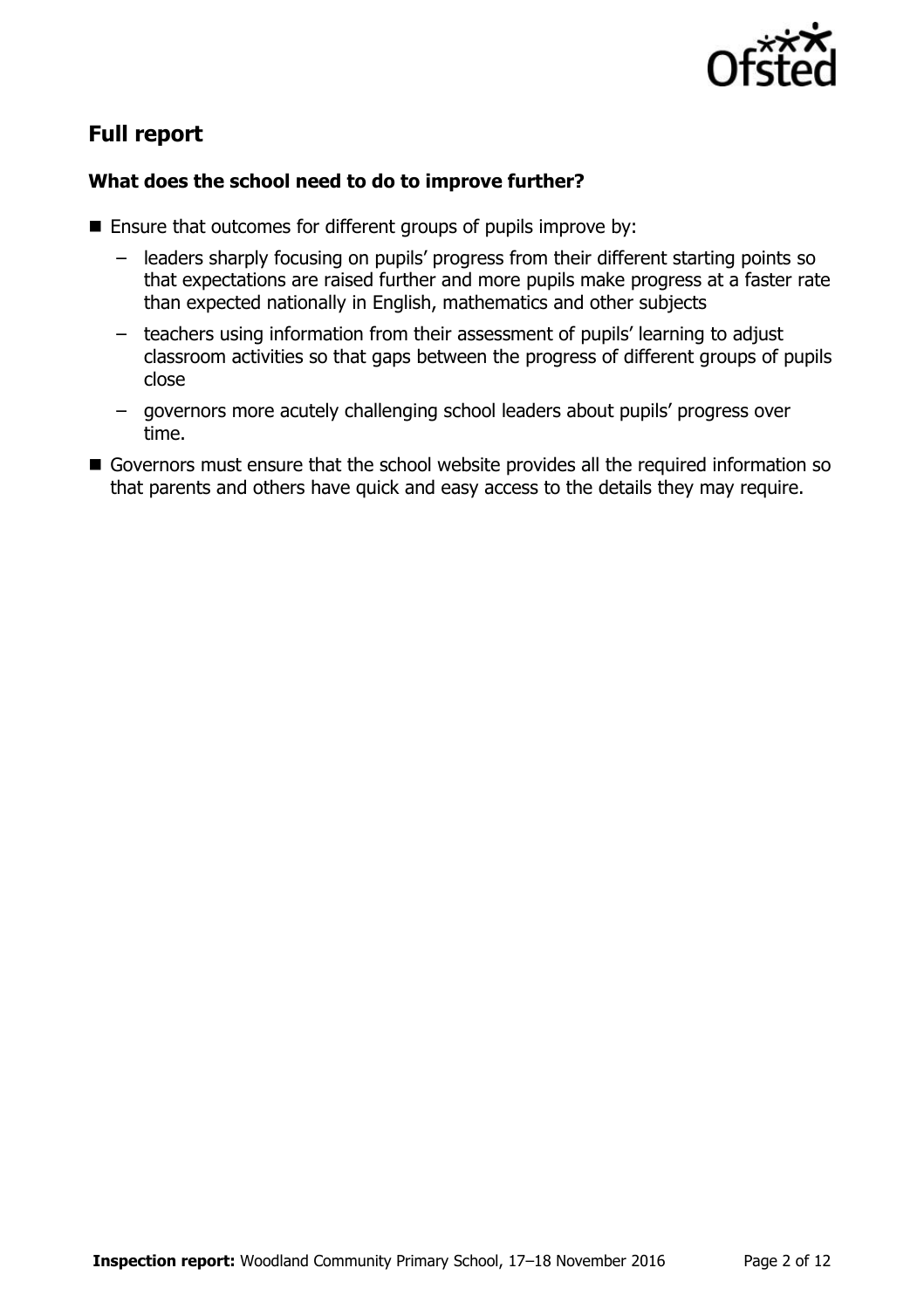## Full report

### What does the school need to do to improve further?

- Ensure that outcomes for different groups of pupils improve by:
  - leaders sharply focusing on pupils' progress from their different starting points so that expectations are raised further and more pupils make progress at a faster rate than expected nationally in English, mathematics and other subjects
  - teachers using information from their assessment of pupils' learning to adjust classroom activities so that gaps between the progress of different groups of pupils close
  - governors more acutely challenging school leaders about pupils' progress over time.
- Governors must ensure that the school website provides all the required information so that parents and others have quick and easy access to the details they may require.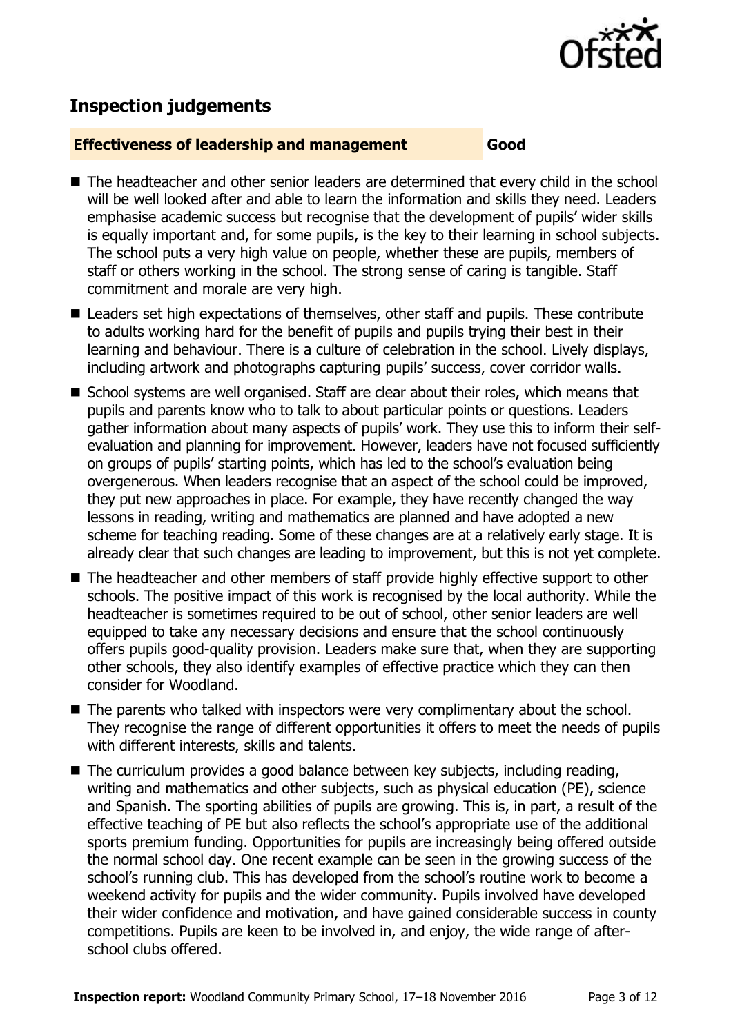## Inspection judgements

**Effectiveness of leadership and management** **Good**

- The headteacher and other senior leaders are determined that every child in the school will be well looked after and able to learn the information and skills they need. Leaders emphasise academic success but recognise that the development of pupils' wider skills is equally important and, for some pupils, is the key to their learning in school subjects. The school puts a very high value on people, whether these are pupils, members of staff or others working in the school. The strong sense of caring is tangible. Staff commitment and morale are very high.
- Leaders set high expectations of themselves, other staff and pupils. These contribute to adults working hard for the benefit of pupils and pupils trying their best in their learning and behaviour. There is a culture of celebration in the school. Lively displays, including artwork and photographs capturing pupils' success, cover corridor walls.
- School systems are well organised. Staff are clear about their roles, which means that pupils and parents know who to talk to about particular points or questions. Leaders gather information about many aspects of pupils' work. They use this to inform their self-evaluation and planning for improvement. However, leaders have not focused sufficiently on groups of pupils' starting points, which has led to the school's evaluation being overgenerous. When leaders recognise that an aspect of the school could be improved, they put new approaches in place. For example, they have recently changed the way lessons in reading, writing and mathematics are planned and have adopted a new scheme for teaching reading. Some of these changes are at a relatively early stage. It is already clear that such changes are leading to improvement, but this is not yet complete.
- The headteacher and other members of staff provide highly effective support to other schools. The positive impact of this work is recognised by the local authority. While the headteacher is sometimes required to be out of school, other senior leaders are well equipped to take any necessary decisions and ensure that the school continuously offers pupils good-quality provision. Leaders make sure that, when they are supporting other schools, they also identify examples of effective practice which they can then consider for Woodland.
- The parents who talked with inspectors were very complimentary about the school. They recognise the range of different opportunities it offers to meet the needs of pupils with different interests, skills and talents.
- The curriculum provides a good balance between key subjects, including reading, writing and mathematics and other subjects, such as physical education (PE), science and Spanish. The sporting abilities of pupils are growing. This is, in part, a result of the effective teaching of PE but also reflects the school's appropriate use of the additional sports premium funding. Opportunities for pupils are increasingly being offered outside the normal school day. One recent example can be seen in the growing success of the school's running club. This has developed from the school's routine work to become a weekend activity for pupils and the wider community. Pupils involved have developed their wider confidence and motivation, and have gained considerable success in county competitions. Pupils are keen to be involved in, and enjoy, the wide range of after-school clubs offered.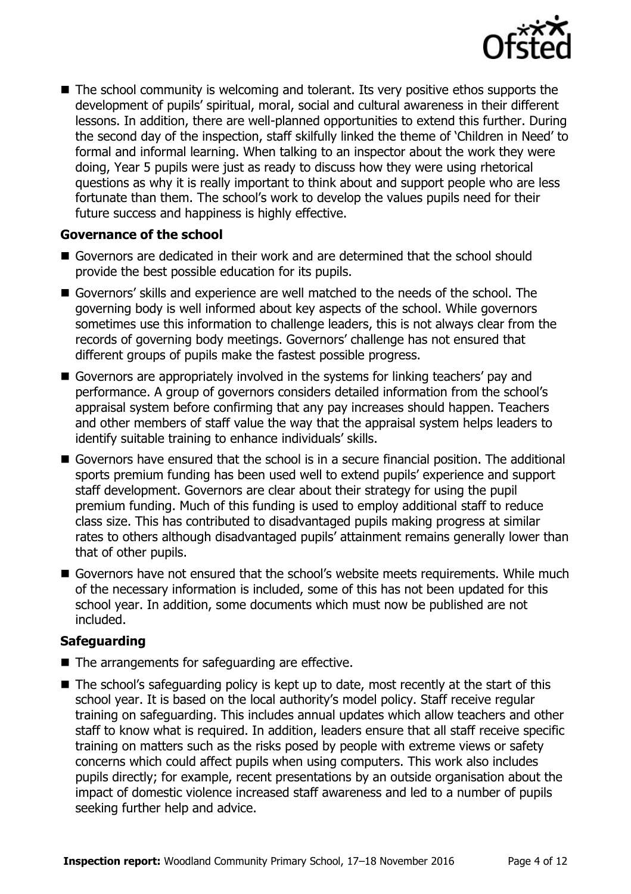- The school community is welcoming and tolerant. Its very positive ethos supports the development of pupils' spiritual, moral, social and cultural awareness in their different lessons. In addition, there are well-planned opportunities to extend this further. During the second day of the inspection, staff skilfully linked the theme of 'Children in Need' to formal and informal learning. When talking to an inspector about the work they were doing, Year 5 pupils were just as ready to discuss how they were using rhetorical questions as why it is really important to think about and support people who are less fortunate than them. The school's work to develop the values pupils need for their future success and happiness is highly effective.

### Governance of the school

- Governors are dedicated in their work and are determined that the school should provide the best possible education for its pupils.
- Governors' skills and experience are well matched to the needs of the school. The governing body is well informed about key aspects of the school. While governors sometimes use this information to challenge leaders, this is not always clear from the records of governing body meetings. Governors' challenge has not ensured that different groups of pupils make the fastest possible progress.
- Governors are appropriately involved in the systems for linking teachers' pay and performance. A group of governors considers detailed information from the school's appraisal system before confirming that any pay increases should happen. Teachers and other members of staff value the way that the appraisal system helps leaders to identify suitable training to enhance individuals' skills.
- Governors have ensured that the school is in a secure financial position. The additional sports premium funding has been used well to extend pupils' experience and support staff development. Governors are clear about their strategy for using the pupil premium funding. Much of this funding is used to employ additional staff to reduce class size. This has contributed to disadvantaged pupils making progress at similar rates to others although disadvantaged pupils' attainment remains generally lower than that of other pupils.
- Governors have not ensured that the school's website meets requirements. While much of the necessary information is included, some of this has not been updated for this school year. In addition, some documents which must now be published are not included.

### Safeguarding

- The arrangements for safeguarding are effective.
- The school's safeguarding policy is kept up to date, most recently at the start of this school year. It is based on the local authority's model policy. Staff receive regular training on safeguarding. This includes annual updates which allow teachers and other staff to know what is required. In addition, leaders ensure that all staff receive specific training on matters such as the risks posed by people with extreme views or safety concerns which could affect pupils when using computers. This work also includes pupils directly; for example, recent presentations by an outside organisation about the impact of domestic violence increased staff awareness and led to a number of pupils seeking further help and advice.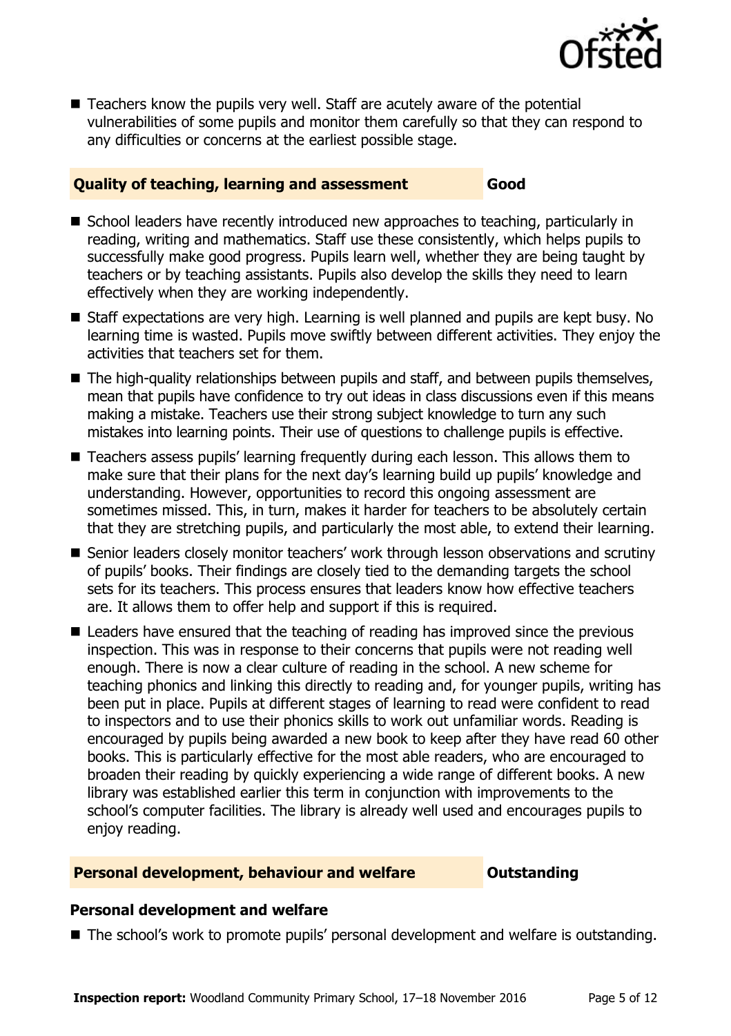- Teachers know the pupils very well. Staff are acutely aware of the potential vulnerabilities of some pupils and monitor them carefully so that they can respond to any difficulties or concerns at the earliest possible stage.

## Quality of teaching, learning and assessment — Good

- School leaders have recently introduced new approaches to teaching, particularly in reading, writing and mathematics. Staff use these consistently, which helps pupils to successfully make good progress. Pupils learn well, whether they are being taught by teachers or by teaching assistants. Pupils also develop the skills they need to learn effectively when they are working independently.
- Staff expectations are very high. Learning is well planned and pupils are kept busy. No learning time is wasted. Pupils move swiftly between different activities. They enjoy the activities that teachers set for them.
- The high-quality relationships between pupils and staff, and between pupils themselves, mean that pupils have confidence to try out ideas in class discussions even if this means making a mistake. Teachers use their strong subject knowledge to turn any such mistakes into learning points. Their use of questions to challenge pupils is effective.
- Teachers assess pupils' learning frequently during each lesson. This allows them to make sure that their plans for the next day's learning build up pupils' knowledge and understanding. However, opportunities to record this ongoing assessment are sometimes missed. This, in turn, makes it harder for teachers to be absolutely certain that they are stretching pupils, and particularly the most able, to extend their learning.
- Senior leaders closely monitor teachers' work through lesson observations and scrutiny of pupils' books. Their findings are closely tied to the demanding targets the school sets for its teachers. This process ensures that leaders know how effective teachers are. It allows them to offer help and support if this is required.
- Leaders have ensured that the teaching of reading has improved since the previous inspection. This was in response to their concerns that pupils were not reading well enough. There is now a clear culture of reading in the school. A new scheme for teaching phonics and linking this directly to reading and, for younger pupils, writing has been put in place. Pupils at different stages of learning to read were confident to read to inspectors and to use their phonics skills to work out unfamiliar words. Reading is encouraged by pupils being awarded a new book to keep after they have read 60 other books. This is particularly effective for the most able readers, who are encouraged to broaden their reading by quickly experiencing a wide range of different books. A new library was established earlier this term in conjunction with improvements to the school's computer facilities. The library is already well used and encourages pupils to enjoy reading.

## Personal development, behaviour and welfare — Outstanding

### Personal development and welfare

- The school's work to promote pupils' personal development and welfare is outstanding.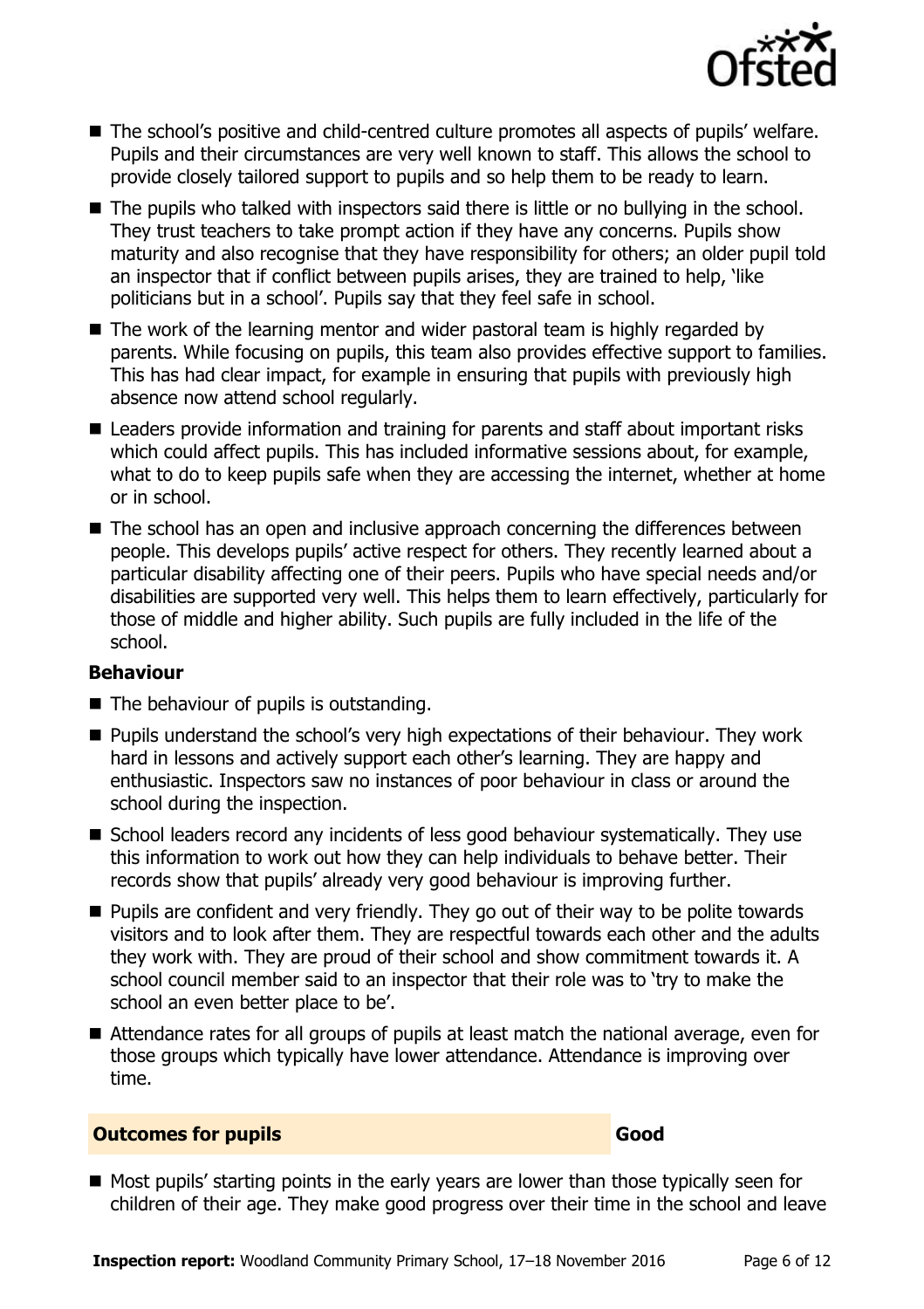- The school's positive and child-centred culture promotes all aspects of pupils' welfare. Pupils and their circumstances are very well known to staff. This allows the school to provide closely tailored support to pupils and so help them to be ready to learn.
- The pupils who talked with inspectors said there is little or no bullying in the school. They trust teachers to take prompt action if they have any concerns. Pupils show maturity and also recognise that they have responsibility for others; an older pupil told an inspector that if conflict between pupils arises, they are trained to help, 'like politicians but in a school'. Pupils say that they feel safe in school.
- The work of the learning mentor and wider pastoral team is highly regarded by parents. While focusing on pupils, this team also provides effective support to families. This has had clear impact, for example in ensuring that pupils with previously high absence now attend school regularly.
- Leaders provide information and training for parents and staff about important risks which could affect pupils. This has included informative sessions about, for example, what to do to keep pupils safe when they are accessing the internet, whether at home or in school.
- The school has an open and inclusive approach concerning the differences between people. This develops pupils' active respect for others. They recently learned about a particular disability affecting one of their peers. Pupils who have special needs and/or disabilities are supported very well. This helps them to learn effectively, particularly for those of middle and higher ability. Such pupils are fully included in the life of the school.

**Behaviour**

- The behaviour of pupils is outstanding.
- Pupils understand the school's very high expectations of their behaviour. They work hard in lessons and actively support each other's learning. They are happy and enthusiastic. Inspectors saw no instances of poor behaviour in class or around the school during the inspection.
- School leaders record any incidents of less good behaviour systematically. They use this information to work out how they can help individuals to behave better. Their records show that pupils' already very good behaviour is improving further.
- Pupils are confident and very friendly. They go out of their way to be polite towards visitors and to look after them. They are respectful towards each other and the adults they work with. They are proud of their school and show commitment towards it. A school council member said to an inspector that their role was to 'try to make the school an even better place to be'.
- Attendance rates for all groups of pupils at least match the national average, even for those groups which typically have lower attendance. Attendance is improving over time.

| **Outcomes for pupils** | **Good** |
| --- | --- |

- Most pupils' starting points in the early years are lower than those typically seen for children of their age. They make good progress over their time in the school and leave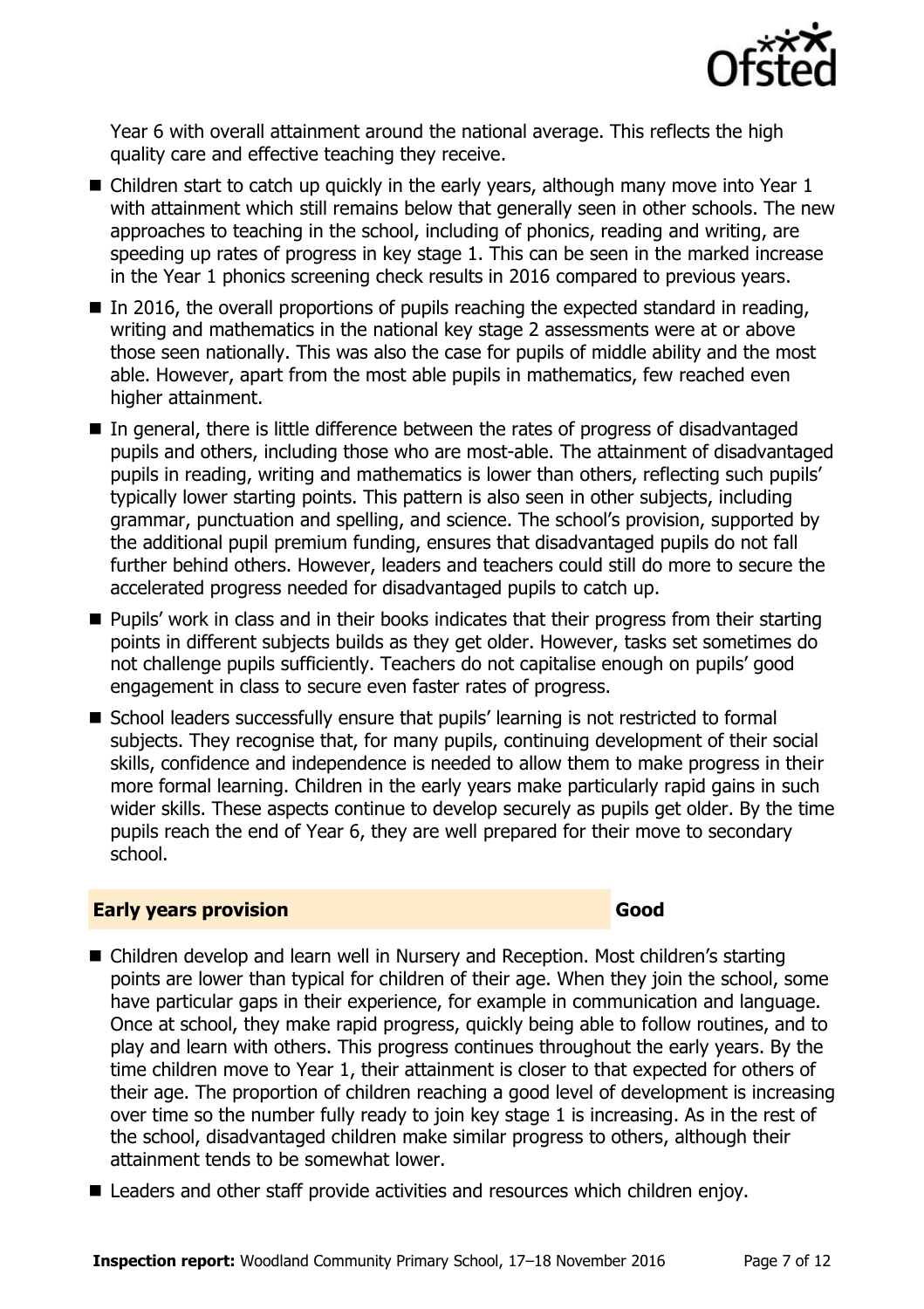Year 6 with overall attainment around the national average. This reflects the high quality care and effective teaching they receive.

- Children start to catch up quickly in the early years, although many move into Year 1 with attainment which still remains below that generally seen in other schools. The new approaches to teaching in the school, including of phonics, reading and writing, are speeding up rates of progress in key stage 1. This can be seen in the marked increase in the Year 1 phonics screening check results in 2016 compared to previous years.
- In 2016, the overall proportions of pupils reaching the expected standard in reading, writing and mathematics in the national key stage 2 assessments were at or above those seen nationally. This was also the case for pupils of middle ability and the most able. However, apart from the most able pupils in mathematics, few reached even higher attainment.
- In general, there is little difference between the rates of progress of disadvantaged pupils and others, including those who are most-able. The attainment of disadvantaged pupils in reading, writing and mathematics is lower than others, reflecting such pupils' typically lower starting points. This pattern is also seen in other subjects, including grammar, punctuation and spelling, and science. The school's provision, supported by the additional pupil premium funding, ensures that disadvantaged pupils do not fall further behind others. However, leaders and teachers could still do more to secure the accelerated progress needed for disadvantaged pupils to catch up.
- Pupils' work in class and in their books indicates that their progress from their starting points in different subjects builds as they get older. However, tasks set sometimes do not challenge pupils sufficiently. Teachers do not capitalise enough on pupils' good engagement in class to secure even faster rates of progress.
- School leaders successfully ensure that pupils' learning is not restricted to formal subjects. They recognise that, for many pupils, continuing development of their social skills, confidence and independence is needed to allow them to make progress in their more formal learning. Children in the early years make particularly rapid gains in such wider skills. These aspects continue to develop securely as pupils get older. By the time pupils reach the end of Year 6, they are well prepared for their move to secondary school.

## Early years provision — Good

- Children develop and learn well in Nursery and Reception. Most children's starting points are lower than typical for children of their age. When they join the school, some have particular gaps in their experience, for example in communication and language. Once at school, they make rapid progress, quickly being able to follow routines, and to play and learn with others. This progress continues throughout the early years. By the time children move to Year 1, their attainment is closer to that expected for others of their age. The proportion of children reaching a good level of development is increasing over time so the number fully ready to join key stage 1 is increasing. As in the rest of the school, disadvantaged children make similar progress to others, although their attainment tends to be somewhat lower.
- Leaders and other staff provide activities and resources which children enjoy.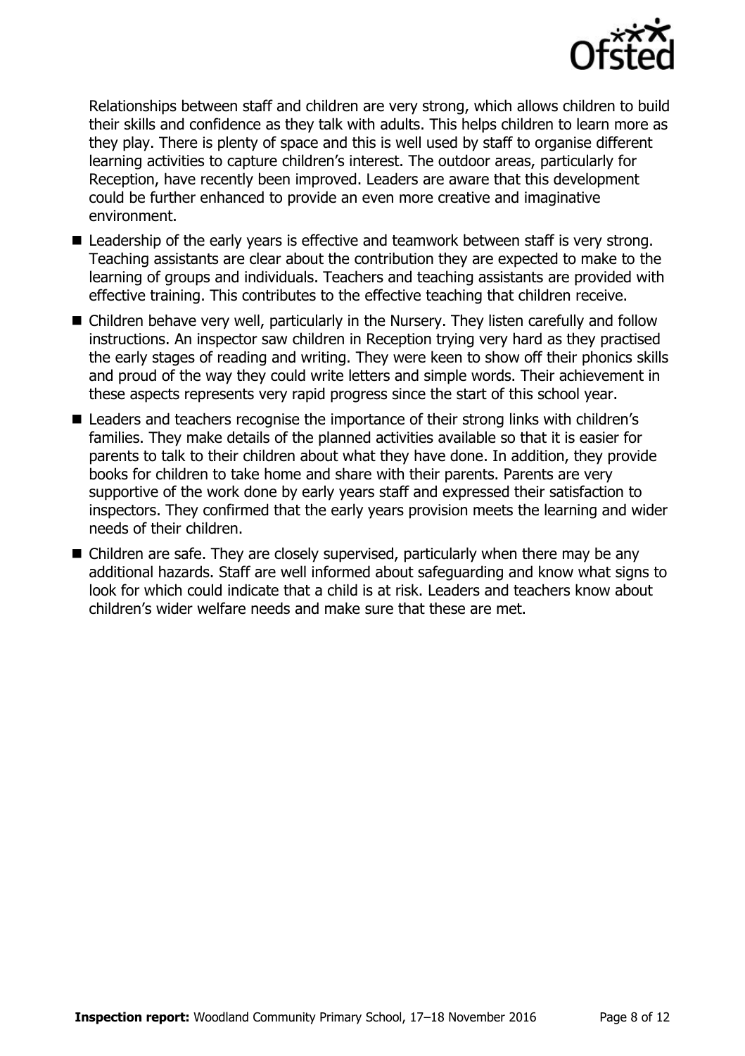Relationships between staff and children are very strong, which allows children to build their skills and confidence as they talk with adults. This helps children to learn more as they play. There is plenty of space and this is well used by staff to organise different learning activities to capture children's interest. The outdoor areas, particularly for Reception, have recently been improved. Leaders are aware that this development could be further enhanced to provide an even more creative and imaginative environment.

- Leadership of the early years is effective and teamwork between staff is very strong. Teaching assistants are clear about the contribution they are expected to make to the learning of groups and individuals. Teachers and teaching assistants are provided with effective training. This contributes to the effective teaching that children receive.
- Children behave very well, particularly in the Nursery. They listen carefully and follow instructions. An inspector saw children in Reception trying very hard as they practised the early stages of reading and writing. They were keen to show off their phonics skills and proud of the way they could write letters and simple words. Their achievement in these aspects represents very rapid progress since the start of this school year.
- Leaders and teachers recognise the importance of their strong links with children's families. They make details of the planned activities available so that it is easier for parents to talk to their children about what they have done. In addition, they provide books for children to take home and share with their parents. Parents are very supportive of the work done by early years staff and expressed their satisfaction to inspectors. They confirmed that the early years provision meets the learning and wider needs of their children.
- Children are safe. They are closely supervised, particularly when there may be any additional hazards. Staff are well informed about safeguarding and know what signs to look for which could indicate that a child is at risk. Leaders and teachers know about children's wider welfare needs and make sure that these are met.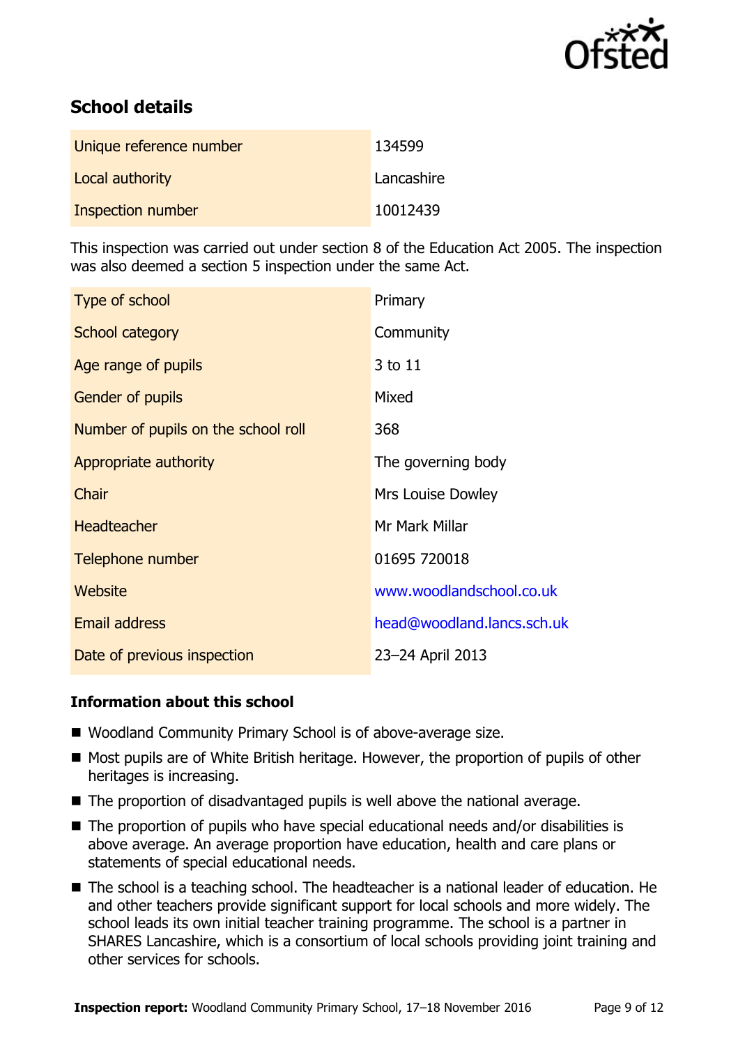## School details

| Unique reference number | 134599 |
|---|---|
| Local authority | Lancashire |
| Inspection number | 10012439 |

This inspection was carried out under section 8 of the Education Act 2005. The inspection was also deemed a section 5 inspection under the same Act.

| Type of school | Primary |
|---|---|
| School category | Community |
| Age range of pupils | 3 to 11 |
| Gender of pupils | Mixed |
| Number of pupils on the school roll | 368 |
| Appropriate authority | The governing body |
| Chair | Mrs Louise Dowley |
| Headteacher | Mr Mark Millar |
| Telephone number | 01695 720018 |
| Website | www.woodlandschool.co.uk |
| Email address | head@woodland.lancs.sch.uk |
| Date of previous inspection | 23–24 April 2013 |

### Information about this school

- Woodland Community Primary School is of above-average size.
- Most pupils are of White British heritage. However, the proportion of pupils of other heritages is increasing.
- The proportion of disadvantaged pupils is well above the national average.
- The proportion of pupils who have special educational needs and/or disabilities is above average. An average proportion have education, health and care plans or statements of special educational needs.
- The school is a teaching school. The headteacher is a national leader of education. He and other teachers provide significant support for local schools and more widely. The school leads its own initial teacher training programme. The school is a partner in SHARES Lancashire, which is a consortium of local schools providing joint training and other services for schools.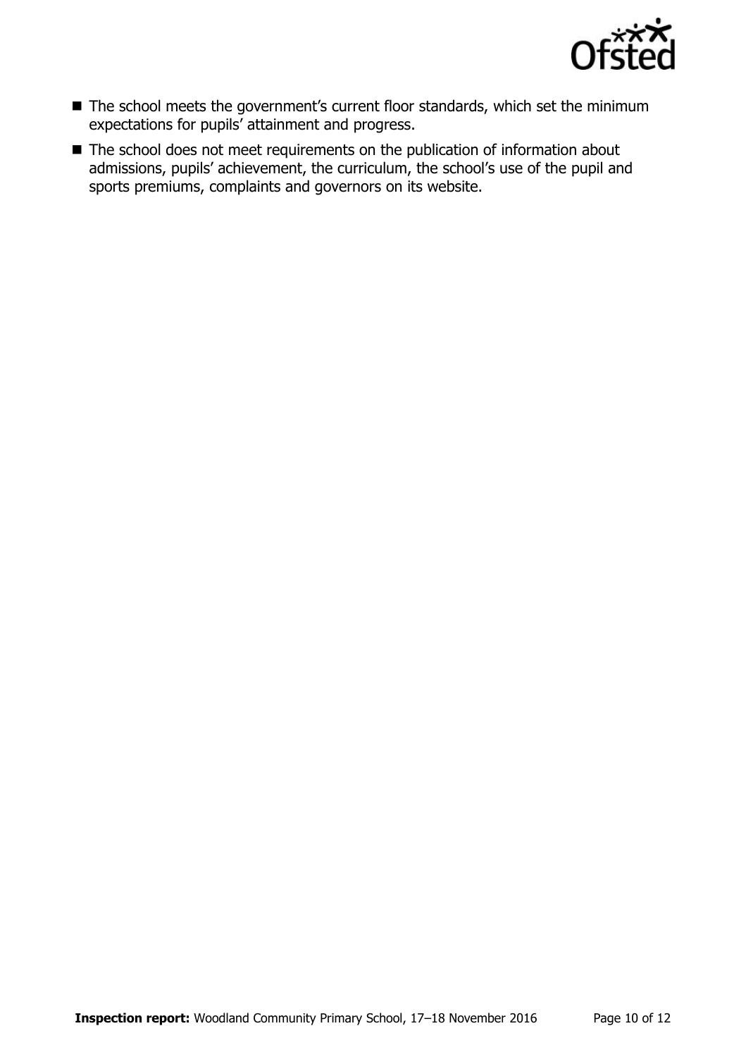- The school meets the government's current floor standards, which set the minimum expectations for pupils' attainment and progress.
- The school does not meet requirements on the publication of information about admissions, pupils' achievement, the curriculum, the school's use of the pupil and sports premiums, complaints and governors on its website.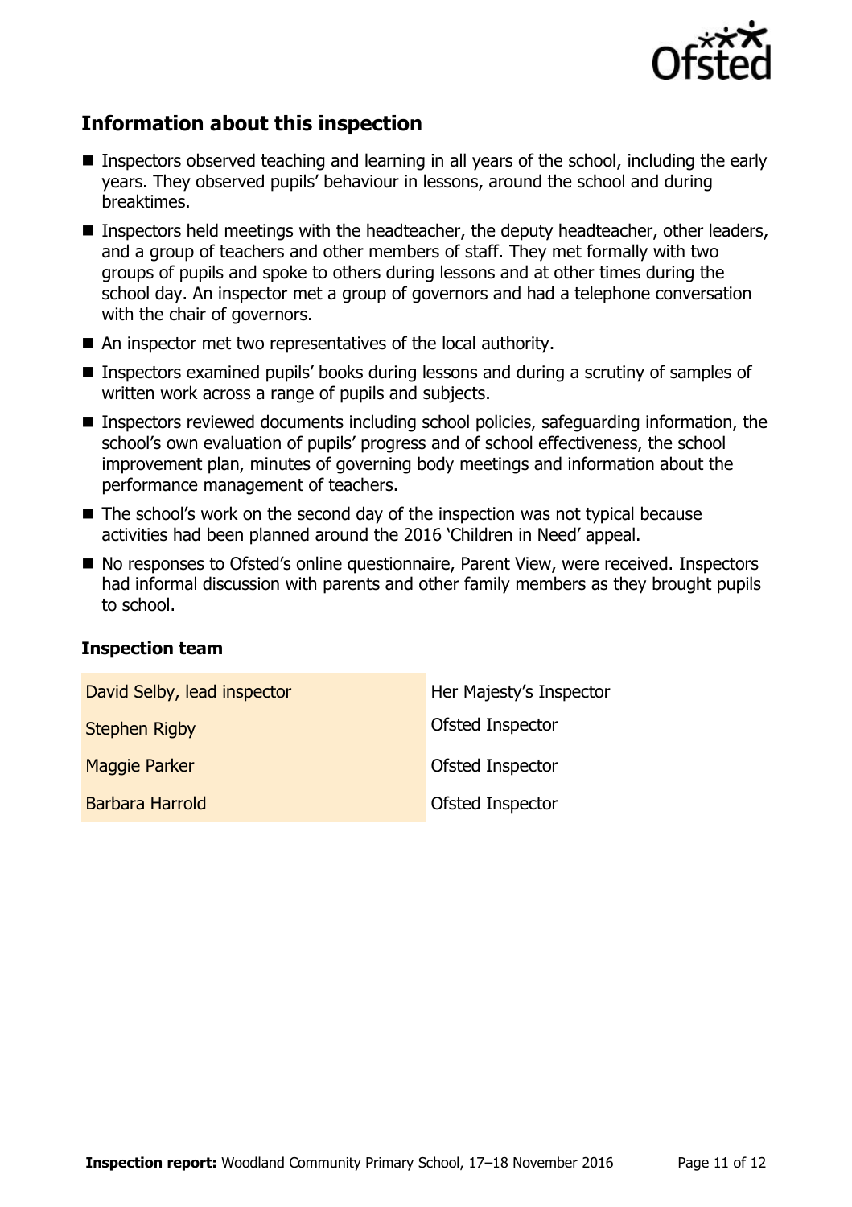## Information about this inspection

- Inspectors observed teaching and learning in all years of the school, including the early years. They observed pupils' behaviour in lessons, around the school and during breaktimes.
- Inspectors held meetings with the headteacher, the deputy headteacher, other leaders, and a group of teachers and other members of staff. They met formally with two groups of pupils and spoke to others during lessons and at other times during the school day. An inspector met a group of governors and had a telephone conversation with the chair of governors.
- An inspector met two representatives of the local authority.
- Inspectors examined pupils' books during lessons and during a scrutiny of samples of written work across a range of pupils and subjects.
- Inspectors reviewed documents including school policies, safeguarding information, the school's own evaluation of pupils' progress and of school effectiveness, the school improvement plan, minutes of governing body meetings and information about the performance management of teachers.
- The school's work on the second day of the inspection was not typical because activities had been planned around the 2016 'Children in Need' appeal.
- No responses to Ofsted's online questionnaire, Parent View, were received. Inspectors had informal discussion with parents and other family members as they brought pupils to school.

### Inspection team

| | |
|---|---|
| David Selby, lead inspector | Her Majesty's Inspector |
| Stephen Rigby | Ofsted Inspector |
| Maggie Parker | Ofsted Inspector |
| Barbara Harrold | Ofsted Inspector |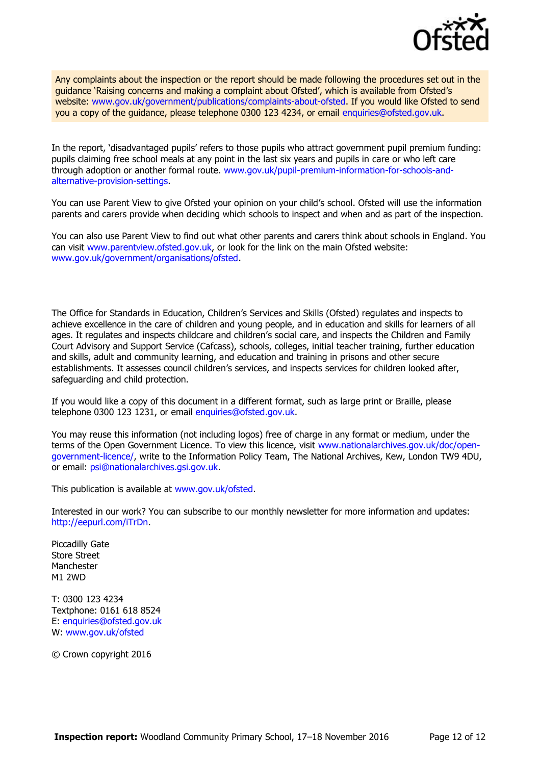Any complaints about the inspection or the report should be made following the procedures set out in the guidance 'Raising concerns and making a complaint about Ofsted', which is available from Ofsted's website: www.gov.uk/government/publications/complaints-about-ofsted. If you would like Ofsted to send you a copy of the guidance, please telephone 0300 123 4234, or email enquiries@ofsted.gov.uk.

In the report, 'disadvantaged pupils' refers to those pupils who attract government pupil premium funding: pupils claiming free school meals at any point in the last six years and pupils in care or who left care through adoption or another formal route. www.gov.uk/pupil-premium-information-for-schools-and-alternative-provision-settings.

You can use Parent View to give Ofsted your opinion on your child's school. Ofsted will use the information parents and carers provide when deciding which schools to inspect and when and as part of the inspection.

You can also use Parent View to find out what other parents and carers think about schools in England. You can visit www.parentview.ofsted.gov.uk, or look for the link on the main Ofsted website: www.gov.uk/government/organisations/ofsted.

The Office for Standards in Education, Children's Services and Skills (Ofsted) regulates and inspects to achieve excellence in the care of children and young people, and in education and skills for learners of all ages. It regulates and inspects childcare and children's social care, and inspects the Children and Family Court Advisory and Support Service (Cafcass), schools, colleges, initial teacher training, further education and skills, adult and community learning, and education and training in prisons and other secure establishments. It assesses council children's services, and inspects services for children looked after, safeguarding and child protection.

If you would like a copy of this document in a different format, such as large print or Braille, please telephone 0300 123 1231, or email enquiries@ofsted.gov.uk.

You may reuse this information (not including logos) free of charge in any format or medium, under the terms of the Open Government Licence. To view this licence, visit www.nationalarchives.gov.uk/doc/open-government-licence/, write to the Information Policy Team, The National Archives, Kew, London TW9 4DU, or email: psi@nationalarchives.gsi.gov.uk.

This publication is available at www.gov.uk/ofsted.

Interested in our work? You can subscribe to our monthly newsletter for more information and updates: http://eepurl.com/iTrDn.

Piccadilly Gate
Store Street
Manchester
M1 2WD

T: 0300 123 4234
Textphone: 0161 618 8524
E: enquiries@ofsted.gov.uk
W: www.gov.uk/ofsted

© Crown copyright 2016